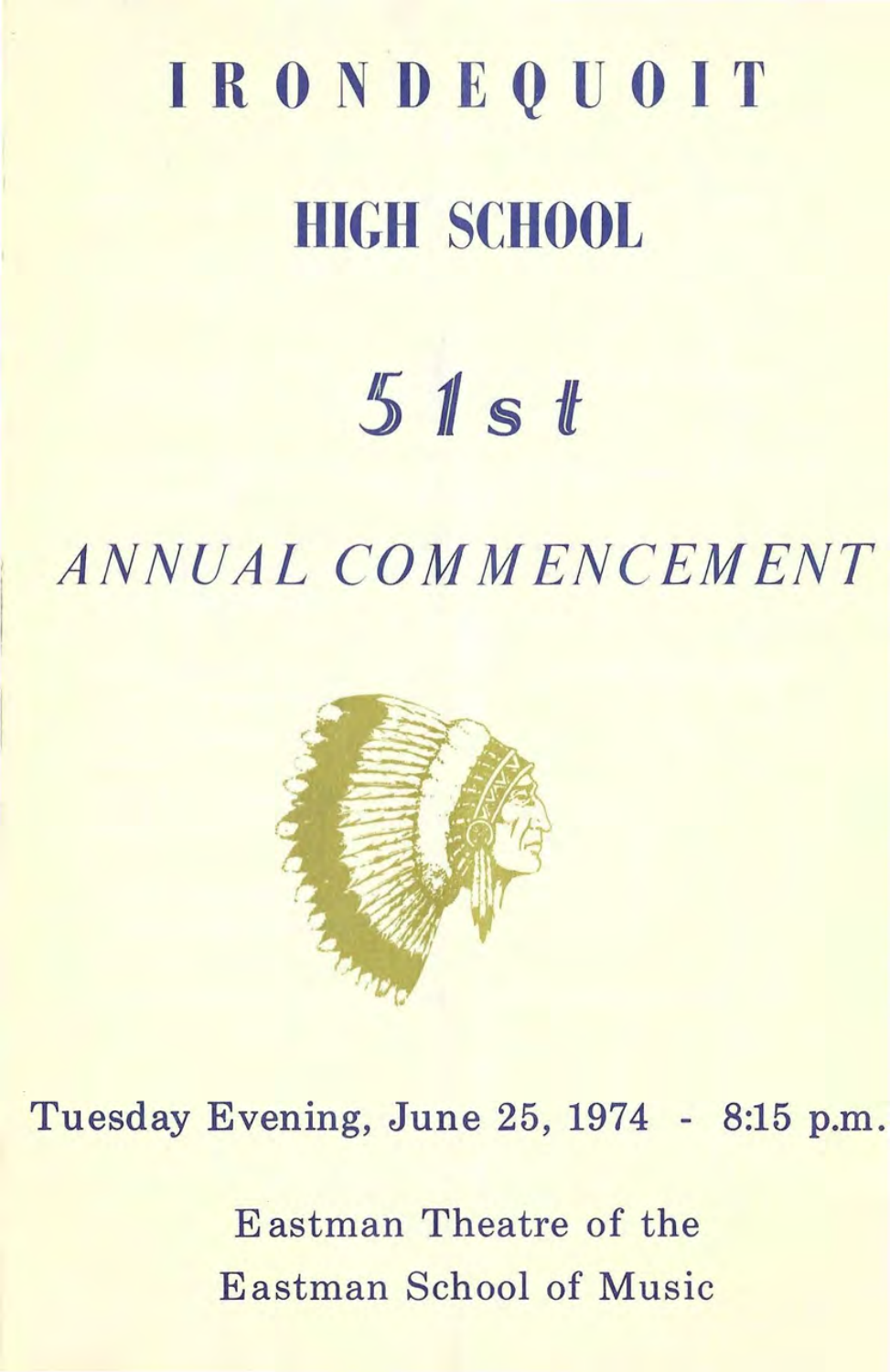# IRONDEQUOIT

# HIGH SCHOOL

# 51st

## *ANNUAL COMMENCEMENT*

Tuesday Evening, June 25, 1974 - 8:15 p.m.

Eastman Theatre of the

Eastman School of Music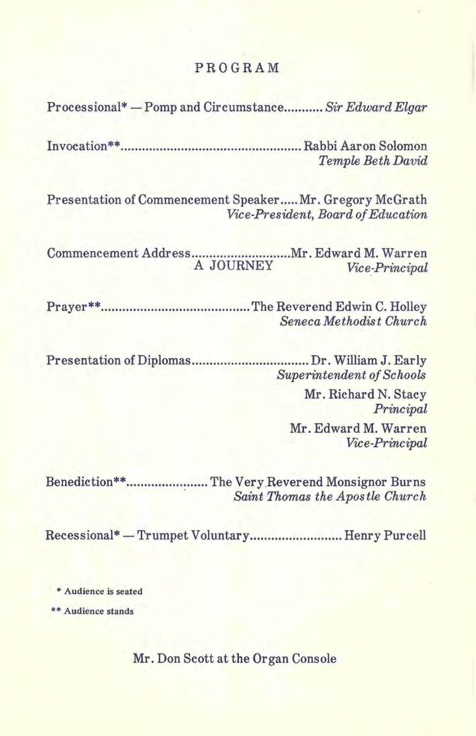# PROGRAM

Processional* — Pomp and Circumstance........... *Sir Edward Elgar*

Invocation**.................................................. Rabbi Aaron Solomon
*Temple Beth David*

Presentation of Commencement Speaker..... Mr. Gregory McGrath
*Vice-President, Board of Education*

Commencement Address............................ Mr. Edward M. Warren
A JOURNEY *Vice-Principal*

Prayer**.......................................... The Reverend Edwin C. Holley
*Seneca Methodist Church*

Presentation of Diplomas................................ Dr. William J. Early
*Superintendent of Schools*

Mr. Richard N. Stacy
*Principal*

Mr. Edward M. Warren
*Vice-Principal*

Benediction**....................... The Very Reverend Monsignor Burns
*Saint Thomas the Apostle Church*

Recessional* — Trumpet Voluntary.......................... Henry Purcell

* Audience is seated

** Audience stands

Mr. Don Scott at the Organ Console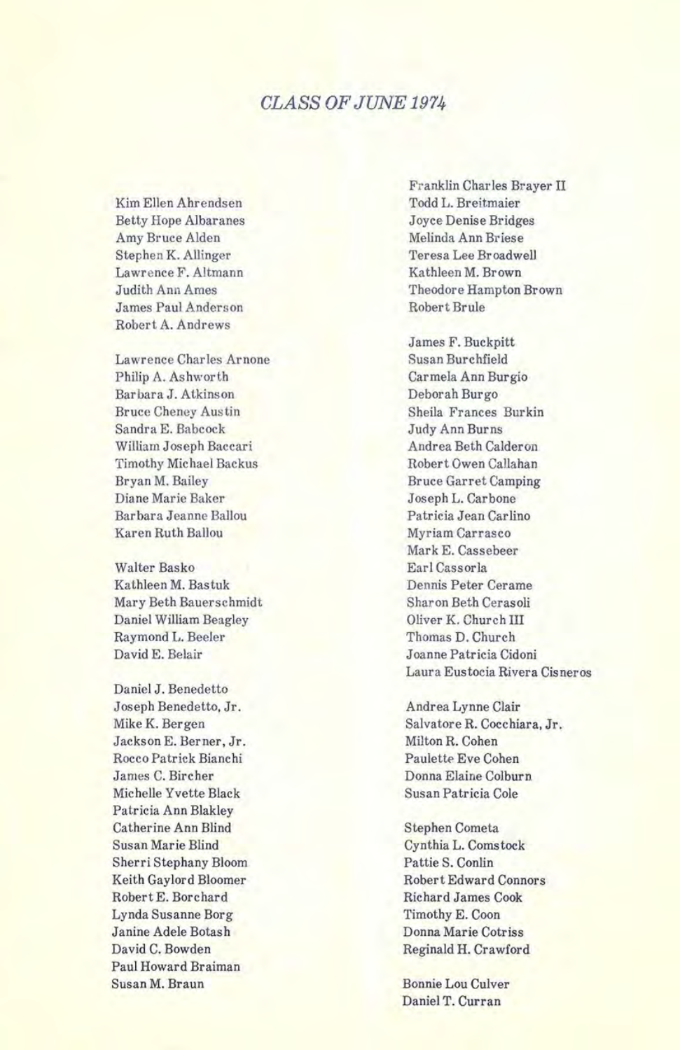## *CLASS OF JUNE 1974*

Kim Ellen Ahrendsen
Betty Hope Albaranes
Amy Bruce Alden
Stephen K. Allinger
Lawrence F. Altmann
Judith Ann Ames
James Paul Anderson
Robert A. Andrews

Lawrence Charles Arnone
Philip A. Ashworth
Barbara J. Atkinson
Bruce Cheney Austin
Sandra E. Babcock
William Joseph Baccari
Timothy Michael Backus
Bryan M. Bailey
Diane Marie Baker
Barbara Jeanne Ballou
Karen Ruth Ballou

Walter Basko
Kathleen M. Bastuk
Mary Beth Bauerschmidt
Daniel William Beagley
Raymond L. Beeler
David E. Belair

Daniel J. Benedetto
Joseph Benedetto, Jr.
Mike K. Bergen
Jackson E. Berner, Jr.
Rocco Patrick Bianchi
James C. Bircher
Michelle Yvette Black
Patricia Ann Blakley
Catherine Ann Blind
Susan Marie Blind
Sherri Stephany Bloom
Keith Gaylord Bloomer
Robert E. Borchard
Lynda Susanne Borg
Janine Adele Botash
David C. Bowden
Paul Howard Braiman
Susan M. Braun

Franklin Charles Brayer II
Todd L. Breitmaier
Joyce Denise Bridges
Melinda Ann Briese
Teresa Lee Broadwell
Kathleen M. Brown
Theodore Hampton Brown
Robert Brule

James F. Buckpitt
Susan Burchfield
Carmela Ann Burgio
Deborah Burgo
Sheila Frances Burkin
Judy Ann Burns
Andrea Beth Calderon
Robert Owen Callahan
Bruce Garret Camping
Joseph L. Carbone
Patricia Jean Carlino
Myriam Carrasco
Mark E. Cassebeer
Earl Cassorla
Dennis Peter Cerame
Sharon Beth Cerasoli
Oliver K. Church III
Thomas D. Church
Joanne Patricia Cidoni
Laura Eustocia Rivera Cisneros

Andrea Lynne Clair
Salvatore R. Cocchiara, Jr.
Milton R. Cohen
Paulette Eve Cohen
Donna Elaine Colburn
Susan Patricia Cole

Stephen Cometa
Cynthia L. Comstock
Pattie S. Conlin
Robert Edward Connors
Richard James Cook
Timothy E. Coon
Donna Marie Cotriss
Reginald H. Crawford

Bonnie Lou Culver
Daniel T. Curran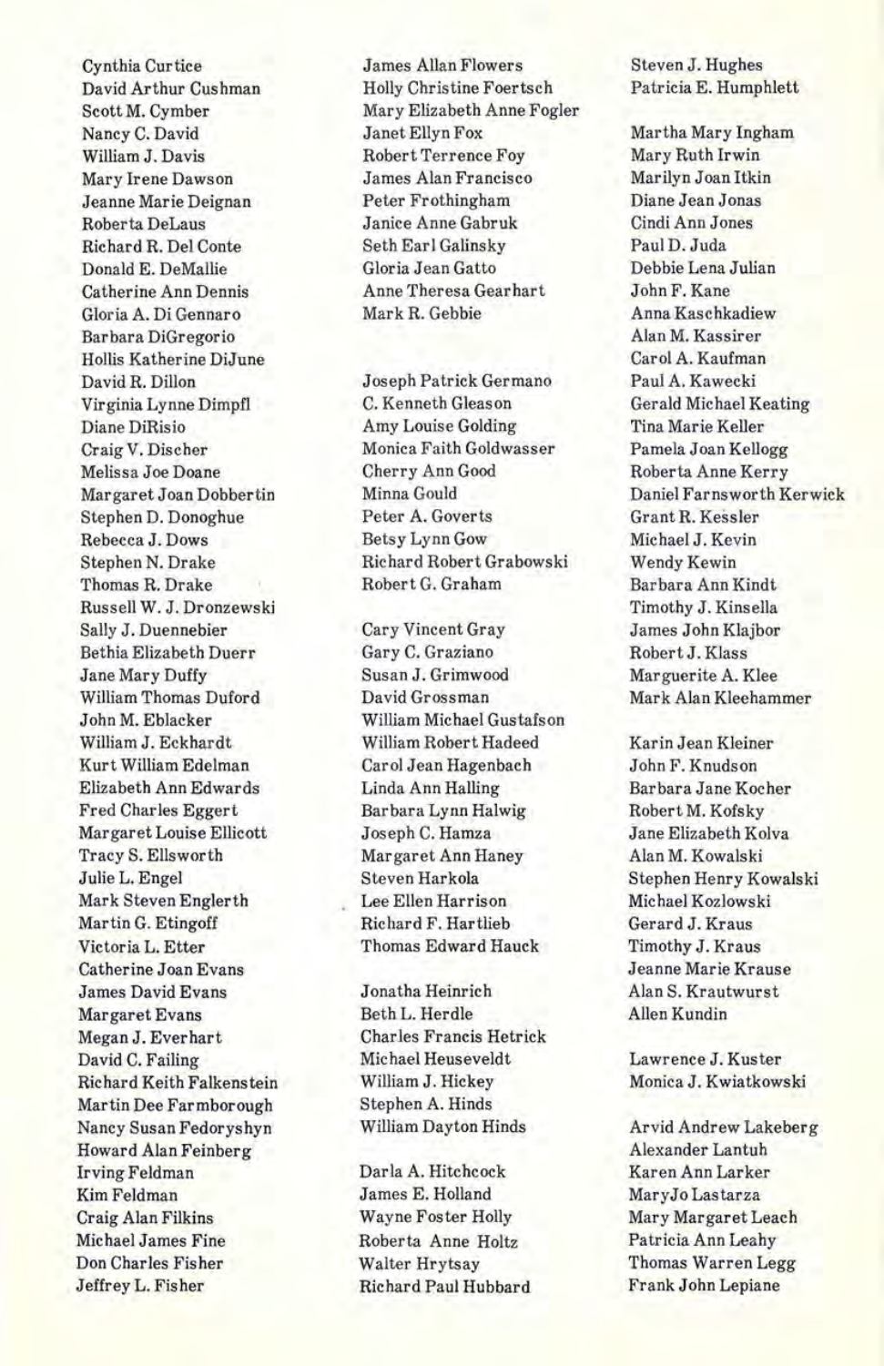Cynthia Curtice
David Arthur Cushman
Scott M. Cymber
Nancy C. David
William J. Davis
Mary Irene Dawson
Jeanne Marie Deignan
Roberta DeLaus
Richard R. Del Conte
Donald E. DeMallie
Catherine Ann Dennis
Gloria A. Di Gennaro
Barbara DiGregorio
Hollis Katherine DiJune
David R. Dillon
Virginia Lynne Dimpfl
Diane DiRisio
Craig V. Discher
Melissa Joe Doane
Margaret Joan Dobbertin
Stephen D. Donoghue
Rebecca J. Dows
Stephen N. Drake
Thomas R. Drake
Russell W. J. Dronzewski
Sally J. Duennebier
Bethia Elizabeth Duerr
Jane Mary Duffy
William Thomas Duford
John M. Eblacker
William J. Eckhardt
Kurt William Edelman
Elizabeth Ann Edwards
Fred Charles Eggert
Margaret Louise Ellicott
Tracy S. Ellsworth
Julie L. Engel
Mark Steven Englerth
Martin G. Etingoff
Victoria L. Etter
Catherine Joan Evans
James David Evans
Margaret Evans
Megan J. Everhart
David C. Failing
Richard Keith Falkenstein
Martin Dee Farmborough
Nancy Susan Fedoryshyn
Howard Alan Feinberg
Irving Feldman
Kim Feldman
Craig Alan Filkins
Michael James Fine
Don Charles Fisher
Jeffrey L. Fisher

James Allan Flowers
Holly Christine Foertsch
Mary Elizabeth Anne Fogler
Janet Ellyn Fox
Robert Terrence Foy
James Alan Francisco
Peter Frothingham
Janice Anne Gabruk
Seth Earl Galinsky
Gloria Jean Gatto
Anne Theresa Gearhart
Mark R. Gebbie

Joseph Patrick Germano
C. Kenneth Gleason
Amy Louise Golding
Monica Faith Goldwasser
Cherry Ann Good
Minna Gould
Peter A. Goverts
Betsy Lynn Gow
Richard Robert Grabowski
Robert G. Graham

Cary Vincent Gray
Gary C. Graziano
Susan J. Grimwood
David Grossman
William Michael Gustafson
William Robert Hadeed
Carol Jean Hagenbach
Linda Ann Halling
Barbara Lynn Halwig
Joseph C. Hamza
Margaret Ann Haney
Steven Harkola
Lee Ellen Harrison
Richard F. Hartlieb
Thomas Edward Hauck

Jonatha Heinrich
Beth L. Herdle
Charles Francis Hetrick
Michael Heuseveldt
William J. Hickey
Stephen A. Hinds
William Dayton Hinds

Darla A. Hitchcock
James E. Holland
Wayne Foster Holly
Roberta Anne Holtz
Walter Hrytsay
Richard Paul Hubbard

Steven J. Hughes
Patricia E. Humphlett

Martha Mary Ingham
Mary Ruth Irwin
Marilyn Joan Itkin
Diane Jean Jonas
Cindi Ann Jones
Paul D. Juda
Debbie Lena Julian
John F. Kane
Anna Kaschkadiew
Alan M. Kassirer
Carol A. Kaufman
Paul A. Kawecki
Gerald Michael Keating
Tina Marie Keller
Pamela Joan Kellogg
Roberta Anne Kerry
Daniel Farnsworth Kerwick
Grant R. Kessler
Michael J. Kevin
Wendy Kewin
Barbara Ann Kindt
Timothy J. Kinsella
James John Klajbor
Robert J. Klass
Marguerite A. Klee
Mark Alan Kleehammer

Karin Jean Kleiner
John F. Knudson
Barbara Jane Kocher
Robert M. Kofsky
Jane Elizabeth Kolva
Alan M. Kowalski
Stephen Henry Kowalski
Michael Kozlowski
Gerard J. Kraus
Timothy J. Kraus
Jeanne Marie Krause
Alan S. Krautwurst
Allen Kundin

Lawrence J. Kuster
Monica J. Kwiatkowski

Arvid Andrew Lakeberg
Alexander Lantuh
Karen Ann Larker
MaryJo Lastarza
Mary Margaret Leach
Patricia Ann Leahy
Thomas Warren Legg
Frank John Lepiane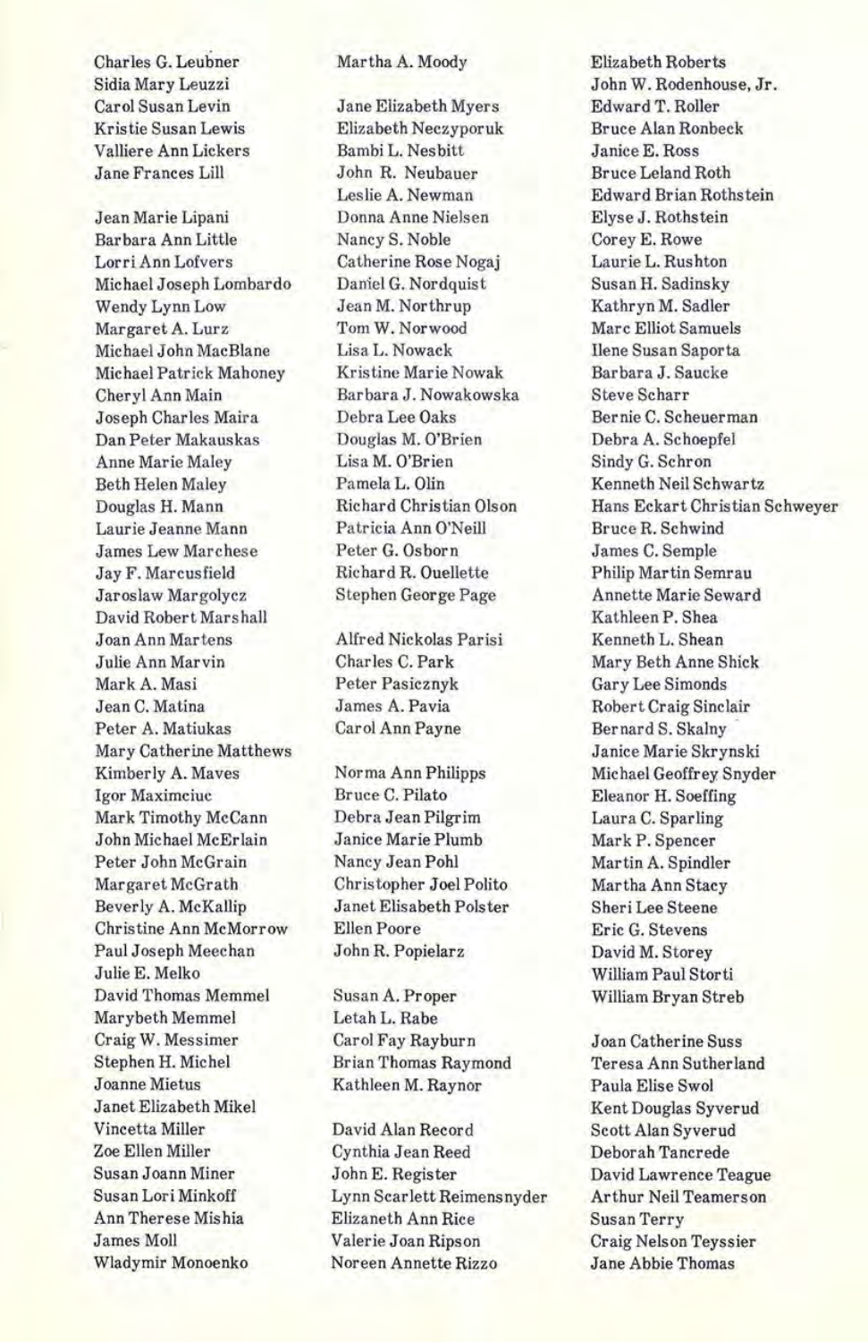Charles G. Leubner
Sidia Mary Leuzzi
Carol Susan Levin
Kristie Susan Lewis
Valliere Ann Lickers
Jane Frances Lill

Jean Marie Lipani
Barbara Ann Little
Lorri Ann Lofvers
Michael Joseph Lombardo
Wendy Lynn Low
Margaret A. Lurz
Michael John MacBlane
Michael Patrick Mahoney
Cheryl Ann Main
Joseph Charles Maira
Dan Peter Makauskas
Anne Marie Maley
Beth Helen Maley
Douglas H. Mann
Laurie Jeanne Mann
James Lew Marchese
Jay F. Marcusfield
Jaroslaw Margolycz
David Robert Marshall
Joan Ann Martens
Julie Ann Marvin
Mark A. Masi
Jean C. Matina
Peter A. Matiukas
Mary Catherine Matthews
Kimberly A. Maves
Igor Maximciuc
Mark Timothy McCann
John Michael McErlain
Peter John McGrain
Margaret McGrath
Beverly A. McKallip
Christine Ann McMorrow
Paul Joseph Meechan
Julie E. Melko
David Thomas Memmel
Marybeth Memmel
Craig W. Messimer
Stephen H. Michel
Joanne Mietus
Janet Elizabeth Mikel
Vincetta Miller
Zoe Ellen Miller
Susan Joann Miner
Susan Lori Minkoff
Ann Therese Mishia
James Moll
Wladymir Monoenko

Martha A. Moody

Jane Elizabeth Myers
Elizabeth Neczyporuk
Bambi L. Nesbitt
John R. Neubauer
Leslie A. Newman
Donna Anne Nielsen
Nancy S. Noble
Catherine Rose Nogaj
Daniel G. Nordquist
Jean M. Northrup
Tom W. Norwood
Lisa L. Nowack
Kristine Marie Nowak
Barbara J. Nowakowska
Debra Lee Oaks
Douglas M. O'Brien
Lisa M. O'Brien
Pamela L. Olin
Richard Christian Olson
Patricia Ann O'Neill
Peter G. Osborn
Richard R. Ouellette
Stephen George Page

Alfred Nickolas Parisi
Charles C. Park
Peter Pasicznyk
James A. Pavia
Carol Ann Payne

Norma Ann Philipps
Bruce C. Pilato
Debra Jean Pilgrim
Janice Marie Plumb
Nancy Jean Pohl
Christopher Joel Polito
Janet Elisabeth Polster
Ellen Poore
John R. Popielarz

Susan A. Proper
Letah L. Rabe
Carol Fay Rayburn
Brian Thomas Raymond
Kathleen M. Raynor

David Alan Record
Cynthia Jean Reed
John E. Register
Lynn Scarlett Reimensnyder
Elizaneth Ann Rice
Valerie Joan Ripson
Noreen Annette Rizzo

Elizabeth Roberts
John W. Rodenhouse, Jr.
Edward T. Roller
Bruce Alan Ronbeck
Janice E. Ross
Bruce Leland Roth
Edward Brian Rothstein
Elyse J. Rothstein
Corey E. Rowe
Laurie L. Rushton
Susan H. Sadinsky
Kathryn M. Sadler
Marc Elliot Samuels
Ilene Susan Saporta
Barbara J. Saucke
Steve Scharr
Bernie C. Scheuerman
Debra A. Schoepfel
Sindy G. Schron
Kenneth Neil Schwartz
Hans Eckart Christian Schweyer
Bruce R. Schwind
James C. Semple
Philip Martin Semrau
Annette Marie Seward
Kathleen P. Shea
Kenneth L. Shean
Mary Beth Anne Shick
Gary Lee Simonds
Robert Craig Sinclair
Bernard S. Skalny
Janice Marie Skrynski
Michael Geoffrey Snyder
Eleanor H. Soeffing
Laura C. Sparling
Mark P. Spencer
Martin A. Spindler
Martha Ann Stacy
Sheri Lee Steene
Eric G. Stevens
David M. Storey
William Paul Storti
William Bryan Streb

Joan Catherine Suss
Teresa Ann Sutherland
Paula Elise Swol
Kent Douglas Syverud
Scott Alan Syverud
Deborah Tancrede
David Lawrence Teague
Arthur Neil Teamerson
Susan Terry
Craig Nelson Teyssier
Jane Abbie Thomas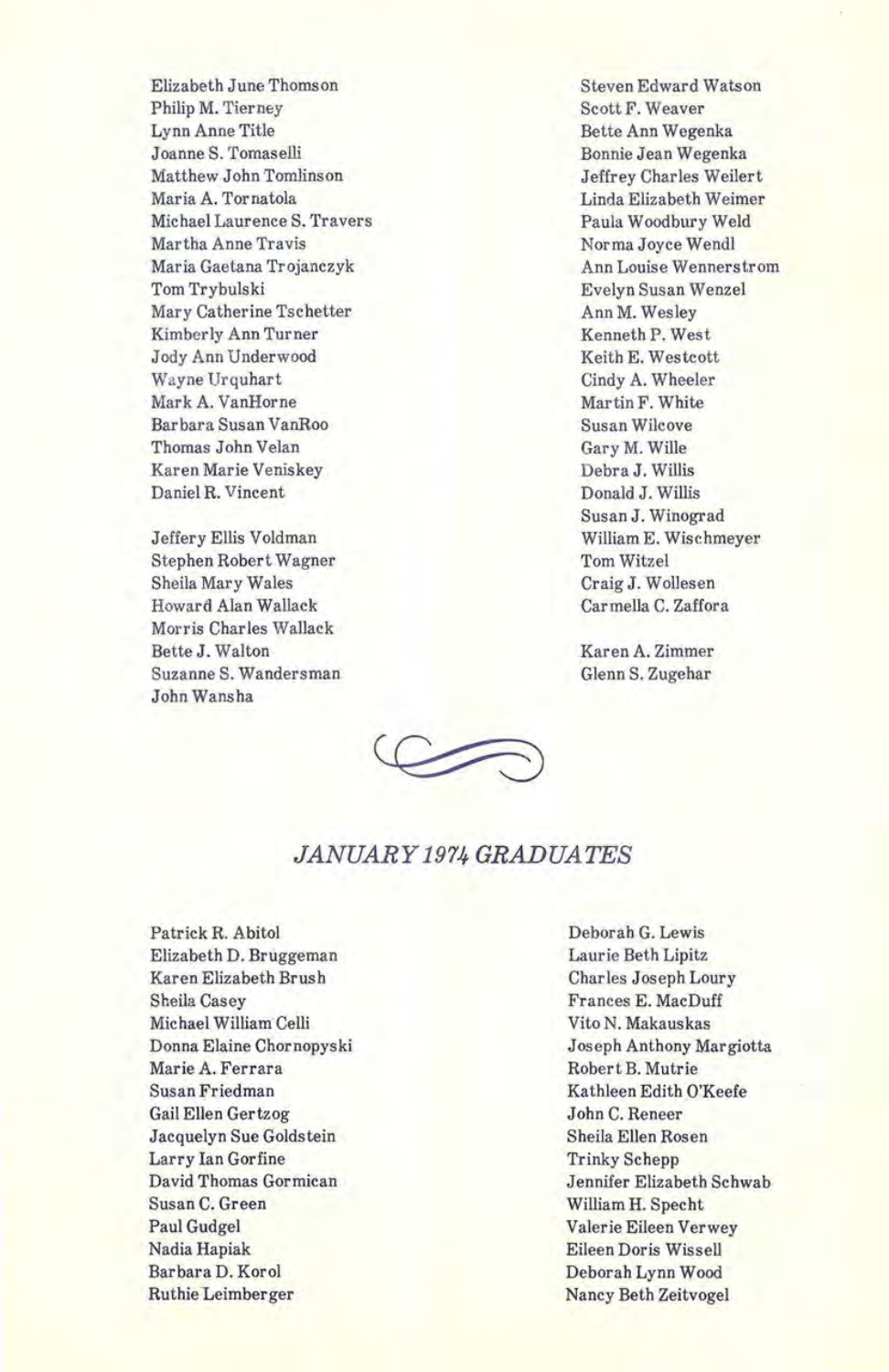Elizabeth June Thomson
Philip M. Tierney
Lynn Anne Title
Joanne S. Tomaselli
Matthew John Tomlinson
Maria A. Tornatola
Michael Laurence S. Travers
Martha Anne Travis
Maria Gaetana Trojanczyk
Tom Trybulski
Mary Catherine Tschetter
Kimberly Ann Turner
Jody Ann Underwood
Wayne Urquhart
Mark A. VanHorne
Barbara Susan VanRoo
Thomas John Velan
Karen Marie Veniskey
Daniel R. Vincent

Jeffery Ellis Voldman
Stephen Robert Wagner
Sheila Mary Wales
Howard Alan Wallack
Morris Charles Wallack
Bette J. Walton
Suzanne S. Wandersman
John Wansha

Steven Edward Watson
Scott F. Weaver
Bette Ann Wegenka
Bonnie Jean Wegenka
Jeffrey Charles Weilert
Linda Elizabeth Weimer
Paula Woodbury Weld
Norma Joyce Wendl
Ann Louise Wennerstrom
Evelyn Susan Wenzel
Ann M. Wesley
Kenneth P. West
Keith E. Westcott
Cindy A. Wheeler
Martin F. White
Susan Wilcove
Gary M. Wille
Debra J. Willis
Donald J. Willis
Susan J. Winograd
William E. Wischmeyer
Tom Witzel
Craig J. Wollesen
Carmella C. Zaffora

Karen A. Zimmer
Glenn S. Zugehar

## *JANUARY 1974 GRADUATES*

Patrick R. Abitol
Elizabeth D. Bruggeman
Karen Elizabeth Brush
Sheila Casey
Michael William Celli
Donna Elaine Chornopyski
Marie A. Ferrara
Susan Friedman
Gail Ellen Gertzog
Jacquelyn Sue Goldstein
Larry Ian Gorfine
David Thomas Gormican
Susan C. Green
Paul Gudgel
Nadia Hapiak
Barbara D. Korol
Ruthie Leimberger

Deborah G. Lewis
Laurie Beth Lipitz
Charles Joseph Loury
Frances E. MacDuff
Vito N. Makauskas
Joseph Anthony Margiotta
Robert B. Mutrie
Kathleen Edith O'Keefe
John C. Reneer
Sheila Ellen Rosen
Trinky Schepp
Jennifer Elizabeth Schwab
William H. Specht
Valerie Eileen Verwey
Eileen Doris Wissell
Deborah Lynn Wood
Nancy Beth Zeitvogel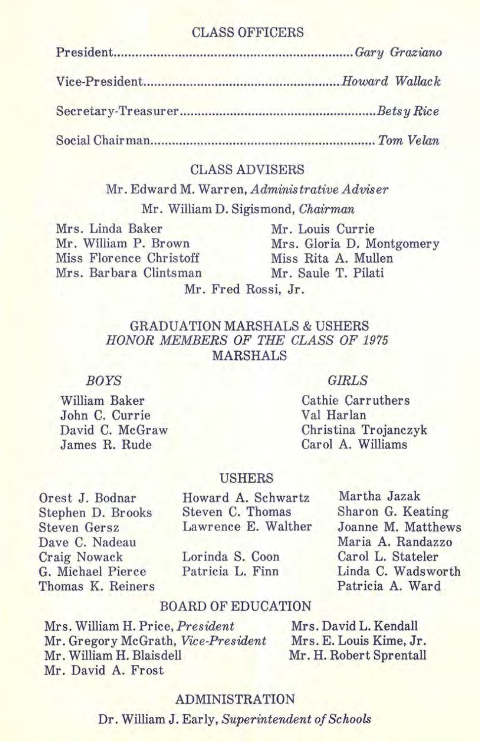## CLASS OFFICERS

President.................................................................*Gary Graziano*

Vice-President.....................................................*Howard Wallack*

Secretary-Treasurer....................................................*Betsy Rice*

Social Chairman............................................................*Tom Velan*

## CLASS ADVISERS

Mr. Edward M. Warren, *Administrative Adviser*

Mr. William D. Sigismond, *Chairman*

Mrs. Linda Baker
Mr. William P. Brown
Miss Florence Christoff
Mrs. Barbara Clintsman
Mr. Louis Currie
Mrs. Gloria D. Montgomery
Miss Rita A. Mullen
Mr. Saule T. Pilati
Mr. Fred Rossi, Jr.

## GRADUATION MARSHALS & USHERS

*HONOR MEMBERS OF THE CLASS OF 1975*

### MARSHALS

*BOYS*

William Baker
John C. Currie
David C. McGraw
James R. Rude

*GIRLS*

Cathie Carruthers
Val Harlan
Christina Trojanczyk
Carol A. Williams

### USHERS

Orest J. Bodnar
Stephen D. Brooks
Steven Gersz
Dave C. Nadeau
Craig Nowack
G. Michael Pierce
Thomas K. Reiners

Howard A. Schwartz
Steven C. Thomas
Lawrence E. Walther

Lorinda S. Coon
Patricia L. Finn

Martha Jazak
Sharon G. Keating
Joanne M. Matthews
Maria A. Randazzo
Carol L. Stateler
Linda C. Wadsworth
Patricia A. Ward

## BOARD OF EDUCATION

Mrs. William H. Price, *President*
Mr. Gregory McGrath, *Vice-President*
Mr. William H. Blaisdell
Mr. David A. Frost
Mrs. David L. Kendall
Mrs. E. Louis Kime, Jr.
Mr. H. Robert Sprentall

## ADMINISTRATION

Dr. William J. Early, *Superintendent of Schools*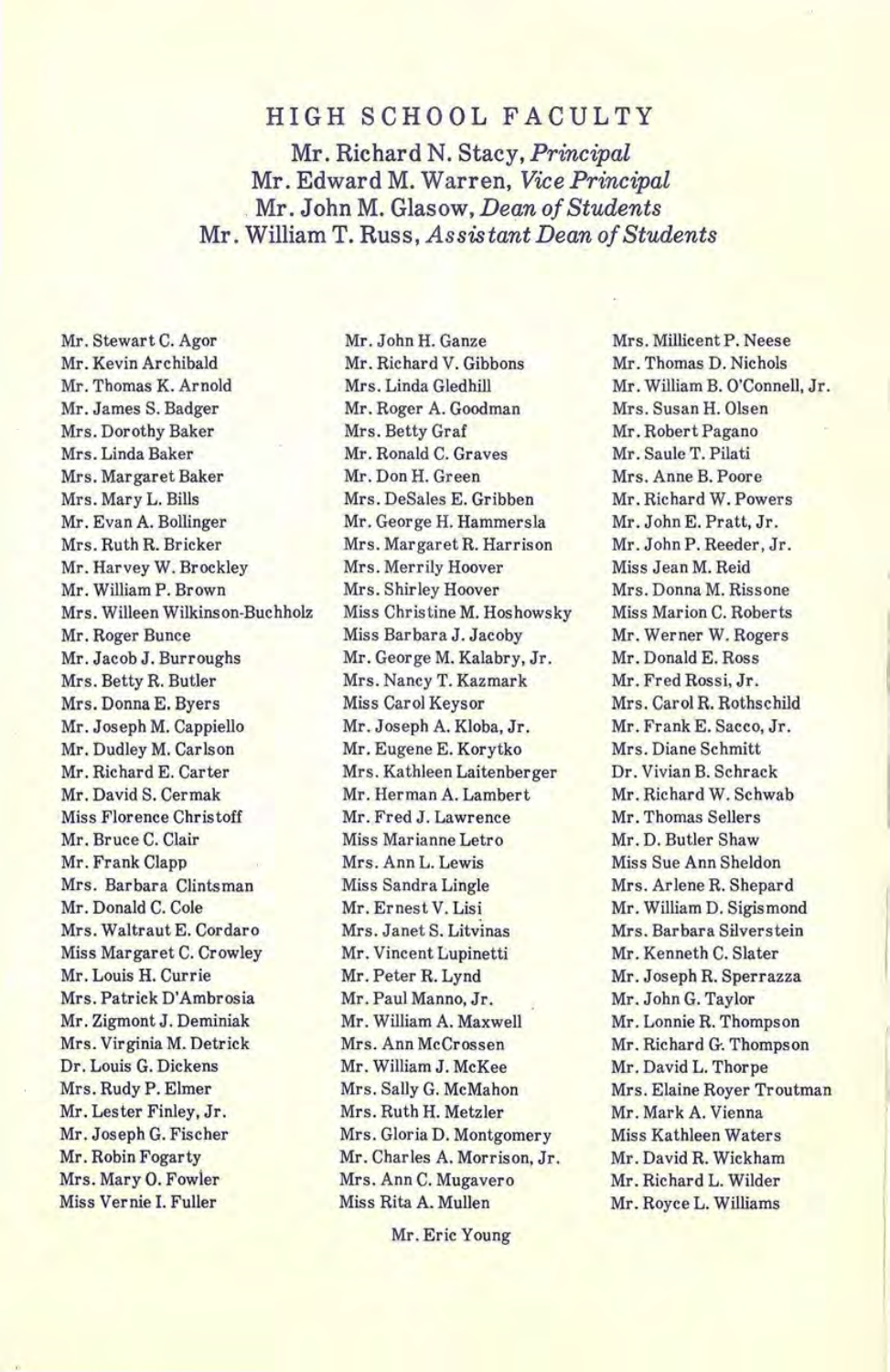## HIGH SCHOOL FACULTY

Mr. Richard N. Stacy, *Principal*
Mr. Edward M. Warren, *Vice Principal*
Mr. John M. Glasow, *Dean of Students*
Mr. William T. Russ, *Assistant Dean of Students*

Mr. Stewart C. Agor
Mr. Kevin Archibald
Mr. Thomas K. Arnold
Mr. James S. Badger
Mrs. Dorothy Baker
Mrs. Linda Baker
Mrs. Margaret Baker
Mrs. Mary L. Bills
Mr. Evan A. Bollinger
Mrs. Ruth R. Bricker
Mr. Harvey W. Brockley
Mr. William P. Brown
Mrs. Willeen Wilkinson-Buchholz
Mr. Roger Bunce
Mr. Jacob J. Burroughs
Mrs. Betty R. Butler
Mrs. Donna E. Byers
Mr. Joseph M. Cappiello
Mr. Dudley M. Carlson
Mr. Richard E. Carter
Mr. David S. Cermak
Miss Florence Christoff
Mr. Bruce C. Clair
Mr. Frank Clapp
Mrs. Barbara Clintsman
Mr. Donald C. Cole
Mrs. Waltraut E. Cordaro
Miss Margaret C. Crowley
Mr. Louis H. Currie
Mrs. Patrick D'Ambrosia
Mr. Zigmont J. Deminiak
Mrs. Virginia M. Detrick
Dr. Louis G. Dickens
Mrs. Rudy P. Elmer
Mr. Lester Finley, Jr.
Mr. Joseph G. Fischer
Mr. Robin Fogarty
Mrs. Mary O. Fowler
Miss Vernie I. Fuller

Mr. John H. Ganze
Mr. Richard V. Gibbons
Mrs. Linda Gledhill
Mr. Roger A. Goodman
Mrs. Betty Graf
Mr. Ronald C. Graves
Mr. Don H. Green
Mrs. DeSales E. Gribben
Mr. George H. Hammersla
Mrs. Margaret R. Harrison
Mrs. Merrily Hoover
Mrs. Shirley Hoover
Miss Christine M. Hoshowsky
Miss Barbara J. Jacoby
Mr. George M. Kalabry, Jr.
Mrs. Nancy T. Kazmark
Miss Carol Keysor
Mr. Joseph A. Kloba, Jr.
Mr. Eugene E. Korytko
Mrs. Kathleen Laitenberger
Mr. Herman A. Lambert
Mr. Fred J. Lawrence
Miss Marianne Letro
Mrs. Ann L. Lewis
Miss Sandra Lingle
Mr. Ernest V. Lisi
Mrs. Janet S. Litvinas
Mr. Vincent Lupinetti
Mr. Peter R. Lynd
Mr. Paul Manno, Jr.
Mr. William A. Maxwell
Mrs. Ann McCrossen
Mr. William J. McKee
Mrs. Sally G. McMahon
Mrs. Ruth H. Metzler
Mrs. Gloria D. Montgomery
Mr. Charles A. Morrison, Jr.
Mrs. Ann C. Mugavero
Miss Rita A. Mullen

Mrs. Millicent P. Neese
Mr. Thomas D. Nichols
Mr. William B. O'Connell, Jr.
Mrs. Susan H. Olsen
Mr. Robert Pagano
Mr. Saule T. Pilati
Mrs. Anne B. Poore
Mr. Richard W. Powers
Mr. John E. Pratt, Jr.
Mr. John P. Reeder, Jr.
Miss Jean M. Reid
Mrs. Donna M. Rissone
Miss Marion C. Roberts
Mr. Werner W. Rogers
Mr. Donald E. Ross
Mr. Fred Rossi, Jr.
Mrs. Carol R. Rothschild
Mr. Frank E. Sacco, Jr.
Mrs. Diane Schmitt
Dr. Vivian B. Schrack
Mr. Richard W. Schwab
Mr. Thomas Sellers
Mr. D. Butler Shaw
Miss Sue Ann Sheldon
Mrs. Arlene R. Shepard
Mr. William D. Sigismond
Mrs. Barbara Silverstein
Mr. Kenneth C. Slater
Mr. Joseph R. Sperrazza
Mr. John G. Taylor
Mr. Lonnie R. Thompson
Mr. Richard G. Thompson
Mr. David L. Thorpe
Mrs. Elaine Royer Troutman
Mr. Mark A. Vienna
Miss Kathleen Waters
Mr. David R. Wickham
Mr. Richard L. Wilder
Mr. Royce L. Williams

Mr. Eric Young